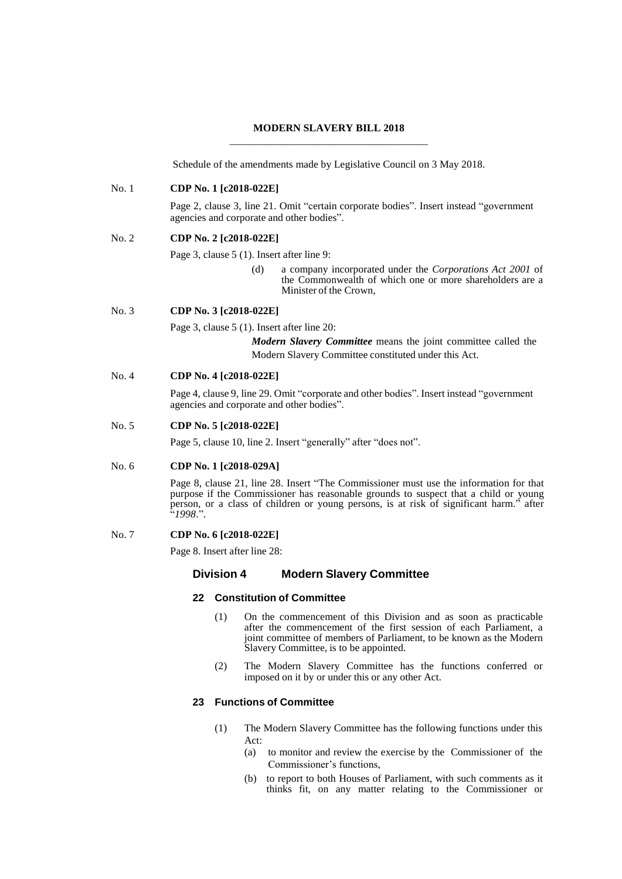**MODERN SLAVERY BILL 2018**

Schedule of the amendments made by Legislative Council on 3 May 2018.

No. 1 **CDP No. 1 [c2018-022E]**

Page 2, clause 3, line 21. Omit "certain corporate bodies". Insert instead "government agencies and corporate and other bodies".

No. 2 **CDP No. 2 [c2018-022E]**

Page 3, clause 5 (1). Insert after line 9:

(d) a company incorporated under the *Corporations Act 2001* of the Commonwealth of which one or more shareholders are a Minister of the Crown,

No. 3 **CDP No. 3 [c2018-022E]**

Page 3, clause 5 (1). Insert after line 20:

***Modern Slavery Committee*** means the joint committee called the Modern Slavery Committee constituted under this Act.

No. 4 **CDP No. 4 [c2018-022E]**

Page 4, clause 9, line 29. Omit "corporate and other bodies". Insert instead "government agencies and corporate and other bodies".

No. 5 **CDP No. 5 [c2018-022E]**

Page 5, clause 10, line 2. Insert "generally" after "does not".

No. 6 **CDP No. 1 [c2018-029A]**

Page 8, clause 21, line 28. Insert "The Commissioner must use the information for that purpose if the Commissioner has reasonable grounds to suspect that a child or young person, or a class of children or young persons, is at risk of significant harm." after "*1998*.".

No. 7 **CDP No. 6 [c2018-022E]**

Page 8. Insert after line 28:

## Division 4 Modern Slavery Committee

### 22 Constitution of Committee

(1) On the commencement of this Division and as soon as practicable after the commencement of the first session of each Parliament, a joint committee of members of Parliament, to be known as the Modern Slavery Committee, is to be appointed.

(2) The Modern Slavery Committee has the functions conferred or imposed on it by or under this or any other Act.

### 23 Functions of Committee

(1) The Modern Slavery Committee has the following functions under this Act:

(a) to monitor and review the exercise by the Commissioner of the Commissioner's functions,

(b) to report to both Houses of Parliament, with such comments as it thinks fit, on any matter relating to the Commissioner or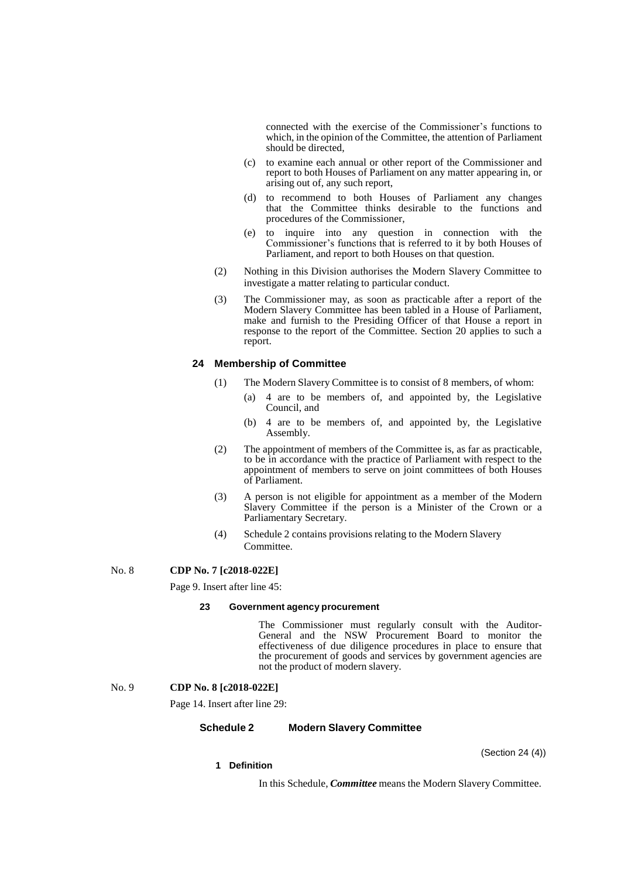connected with the exercise of the Commissioner's functions to which, in the opinion of the Committee, the attention of Parliament should be directed,

(c) to examine each annual or other report of the Commissioner and report to both Houses of Parliament on any matter appearing in, or arising out of, any such report,

(d) to recommend to both Houses of Parliament any changes that the Committee thinks desirable to the functions and procedures of the Commissioner,

(e) to inquire into any question in connection with the Commissioner's functions that is referred to it by both Houses of Parliament, and report to both Houses on that question.

(2) Nothing in this Division authorises the Modern Slavery Committee to investigate a matter relating to particular conduct.

(3) The Commissioner may, as soon as practicable after a report of the Modern Slavery Committee has been tabled in a House of Parliament, make and furnish to the Presiding Officer of that House a report in response to the report of the Committee. Section 20 applies to such a report.

**24 Membership of Committee**

(1) The Modern Slavery Committee is to consist of 8 members, of whom:

(a) 4 are to be members of, and appointed by, the Legislative Council, and

(b) 4 are to be members of, and appointed by, the Legislative Assembly.

(2) The appointment of members of the Committee is, as far as practicable, to be in accordance with the practice of Parliament with respect to the appointment of members to serve on joint committees of both Houses of Parliament.

(3) A person is not eligible for appointment as a member of the Modern Slavery Committee if the person is a Minister of the Crown or a Parliamentary Secretary.

(4) Schedule 2 contains provisions relating to the Modern Slavery Committee.

No. 8 **CDP No. 7 [c2018-022E]**

Page 9. Insert after line 45:

**23 Government agency procurement**

The Commissioner must regularly consult with the Auditor-General and the NSW Procurement Board to monitor the effectiveness of due diligence procedures in place to ensure that the procurement of goods and services by government agencies are not the product of modern slavery.

No. 9 **CDP No. 8 [c2018-022E]**

Page 14. Insert after line 29:

**Schedule 2 Modern Slavery Committee**

(Section 24 (4))

**1 Definition**

In this Schedule, ***Committee*** means the Modern Slavery Committee.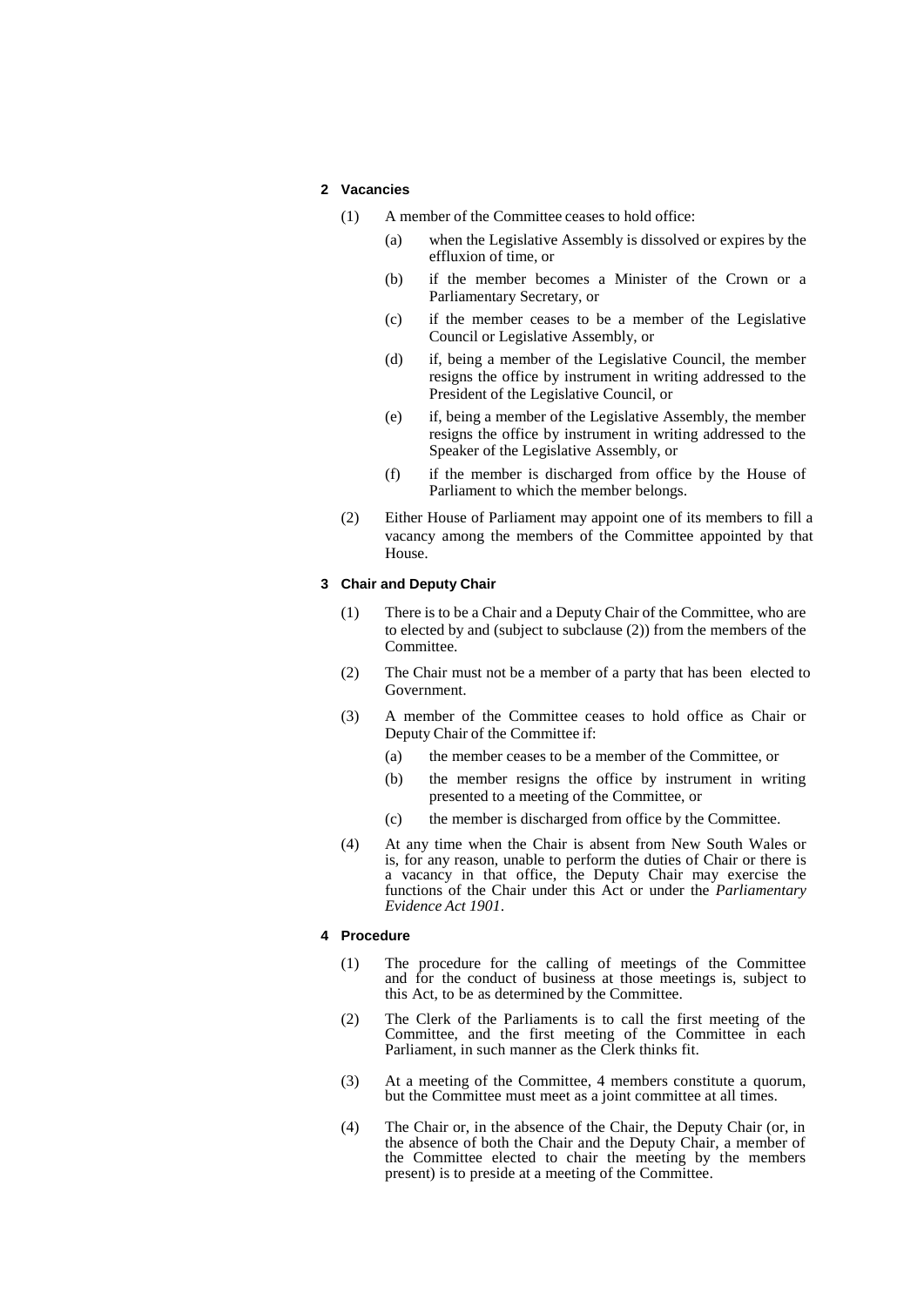### 2 Vacancies

(1) A member of the Committee ceases to hold office:

- (a) when the Legislative Assembly is dissolved or expires by the effluxion of time, or
- (b) if the member becomes a Minister of the Crown or a Parliamentary Secretary, or
- (c) if the member ceases to be a member of the Legislative Council or Legislative Assembly, or
- (d) if, being a member of the Legislative Council, the member resigns the office by instrument in writing addressed to the President of the Legislative Council, or
- (e) if, being a member of the Legislative Assembly, the member resigns the office by instrument in writing addressed to the Speaker of the Legislative Assembly, or
- (f) if the member is discharged from office by the House of Parliament to which the member belongs.

(2) Either House of Parliament may appoint one of its members to fill a vacancy among the members of the Committee appointed by that House.

### 3 Chair and Deputy Chair

(1) There is to be a Chair and a Deputy Chair of the Committee, who are to elected by and (subject to subclause (2)) from the members of the Committee.

(2) The Chair must not be a member of a party that has been elected to Government.

(3) A member of the Committee ceases to hold office as Chair or Deputy Chair of the Committee if:

- (a) the member ceases to be a member of the Committee, or
- (b) the member resigns the office by instrument in writing presented to a meeting of the Committee, or
- (c) the member is discharged from office by the Committee.

(4) At any time when the Chair is absent from New South Wales or is, for any reason, unable to perform the duties of Chair or there is a vacancy in that office, the Deputy Chair may exercise the functions of the Chair under this Act or under the *Parliamentary Evidence Act 1901*.

### 4 Procedure

(1) The procedure for the calling of meetings of the Committee and for the conduct of business at those meetings is, subject to this Act, to be as determined by the Committee.

(2) The Clerk of the Parliaments is to call the first meeting of the Committee, and the first meeting of the Committee in each Parliament, in such manner as the Clerk thinks fit.

(3) At a meeting of the Committee, 4 members constitute a quorum, but the Committee must meet as a joint committee at all times.

(4) The Chair or, in the absence of the Chair, the Deputy Chair (or, in the absence of both the Chair and the Deputy Chair, a member of the Committee elected to chair the meeting by the members present) is to preside at a meeting of the Committee.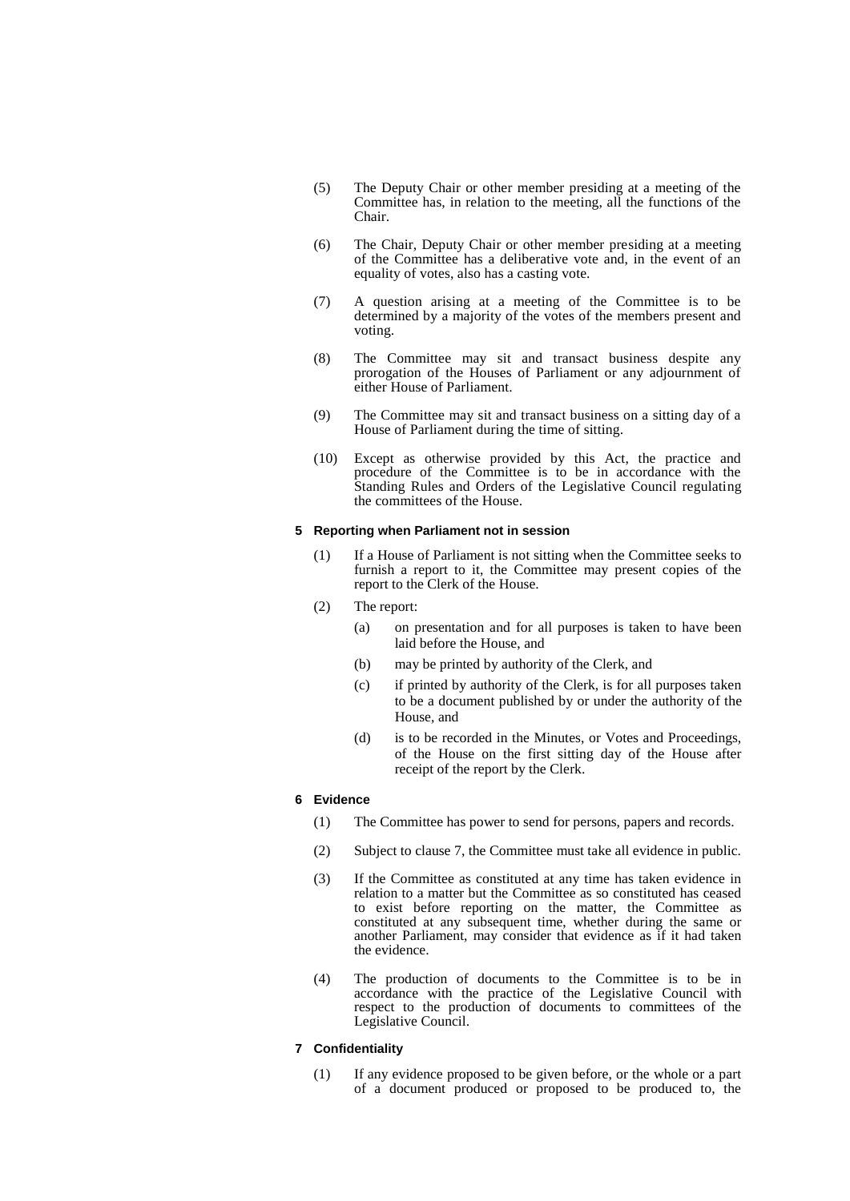(5) The Deputy Chair or other member presiding at a meeting of the Committee has, in relation to the meeting, all the functions of the Chair.

(6) The Chair, Deputy Chair or other member presiding at a meeting of the Committee has a deliberative vote and, in the event of an equality of votes, also has a casting vote.

(7) A question arising at a meeting of the Committee is to be determined by a majority of the votes of the members present and voting.

(8) The Committee may sit and transact business despite any prorogation of the Houses of Parliament or any adjournment of either House of Parliament.

(9) The Committee may sit and transact business on a sitting day of a House of Parliament during the time of sitting.

(10) Except as otherwise provided by this Act, the practice and procedure of the Committee is to be in accordance with the Standing Rules and Orders of the Legislative Council regulating the committees of the House.

### 5 Reporting when Parliament not in session

(1) If a House of Parliament is not sitting when the Committee seeks to furnish a report to it, the Committee may present copies of the report to the Clerk of the House.

(2) The report:

- (a) on presentation and for all purposes is taken to have been laid before the House, and
- (b) may be printed by authority of the Clerk, and
- (c) if printed by authority of the Clerk, is for all purposes taken to be a document published by or under the authority of the House, and
- (d) is to be recorded in the Minutes, or Votes and Proceedings, of the House on the first sitting day of the House after receipt of the report by the Clerk.

### 6 Evidence

(1) The Committee has power to send for persons, papers and records.

(2) Subject to clause 7, the Committee must take all evidence in public.

(3) If the Committee as constituted at any time has taken evidence in relation to a matter but the Committee as so constituted has ceased to exist before reporting on the matter, the Committee as constituted at any subsequent time, whether during the same or another Parliament, may consider that evidence as if it had taken the evidence.

(4) The production of documents to the Committee is to be in accordance with the practice of the Legislative Council with respect to the production of documents to committees of the Legislative Council.

### 7 Confidentiality

(1) If any evidence proposed to be given before, or the whole or a part of a document produced or proposed to be produced to, the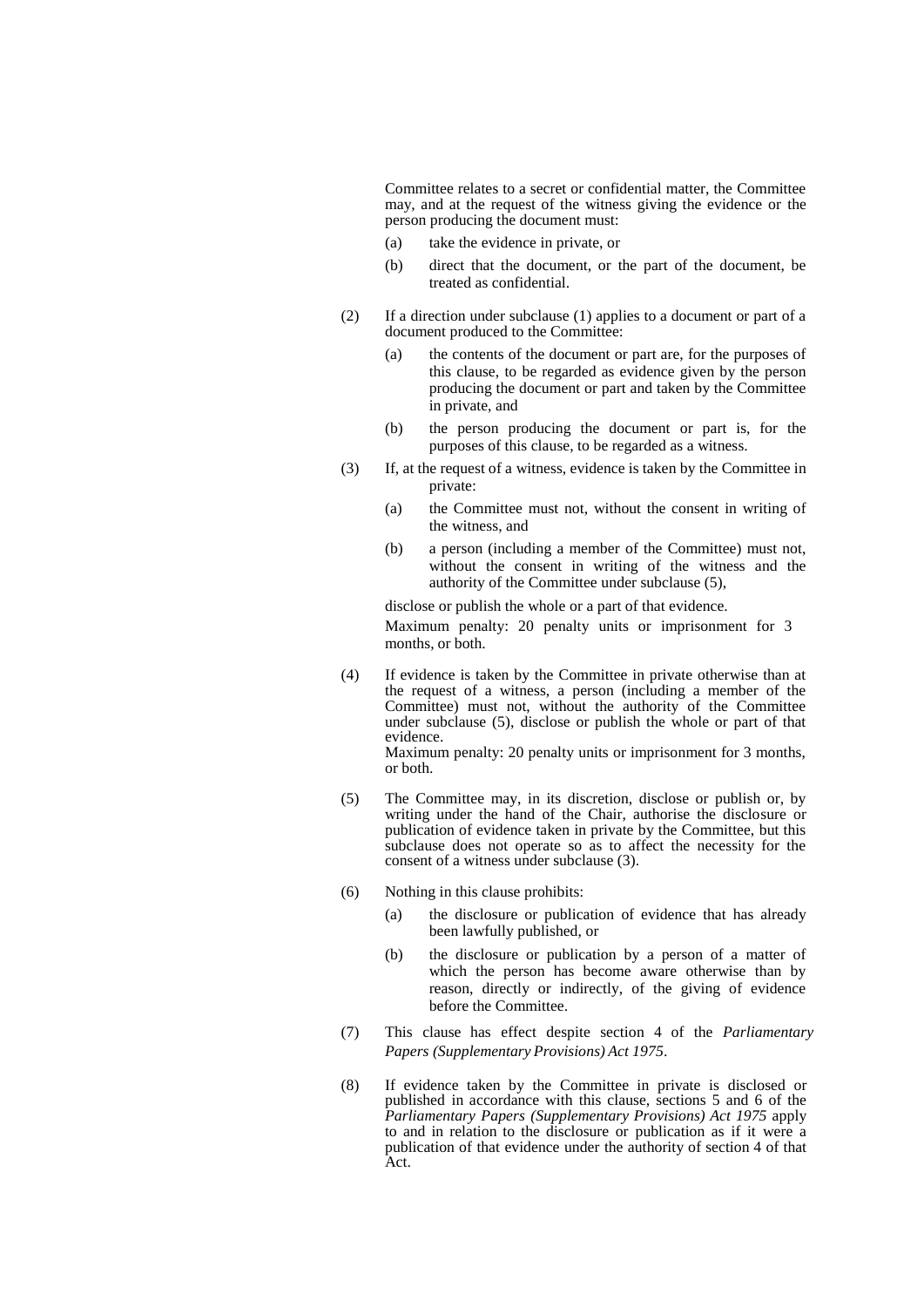Committee relates to a secret or confidential matter, the Committee may, and at the request of the witness giving the evidence or the person producing the document must:

(a) take the evidence in private, or

(b) direct that the document, or the part of the document, be treated as confidential.

(2) If a direction under subclause (1) applies to a document or part of a document produced to the Committee:

(a) the contents of the document or part are, for the purposes of this clause, to be regarded as evidence given by the person producing the document or part and taken by the Committee in private, and

(b) the person producing the document or part is, for the purposes of this clause, to be regarded as a witness.

(3) If, at the request of a witness, evidence is taken by the Committee in private:

(a) the Committee must not, without the consent in writing of the witness, and

(b) a person (including a member of the Committee) must not, without the consent in writing of the witness and the authority of the Committee under subclause (5),

disclose or publish the whole or a part of that evidence.

Maximum penalty: 20 penalty units or imprisonment for 3 months, or both.

(4) If evidence is taken by the Committee in private otherwise than at the request of a witness, a person (including a member of the Committee) must not, without the authority of the Committee under subclause (5), disclose or publish the whole or part of that evidence.

Maximum penalty: 20 penalty units or imprisonment for 3 months, or both.

(5) The Committee may, in its discretion, disclose or publish or, by writing under the hand of the Chair, authorise the disclosure or publication of evidence taken in private by the Committee, but this subclause does not operate so as to affect the necessity for the consent of a witness under subclause (3).

(6) Nothing in this clause prohibits:

(a) the disclosure or publication of evidence that has already been lawfully published, or

(b) the disclosure or publication by a person of a matter of which the person has become aware otherwise than by reason, directly or indirectly, of the giving of evidence before the Committee.

(7) This clause has effect despite section 4 of the *Parliamentary Papers (Supplementary Provisions) Act 1975*.

(8) If evidence taken by the Committee in private is disclosed or published in accordance with this clause, sections 5 and 6 of the *Parliamentary Papers (Supplementary Provisions) Act 1975* apply to and in relation to the disclosure or publication as if it were a publication of that evidence under the authority of section 4 of that Act.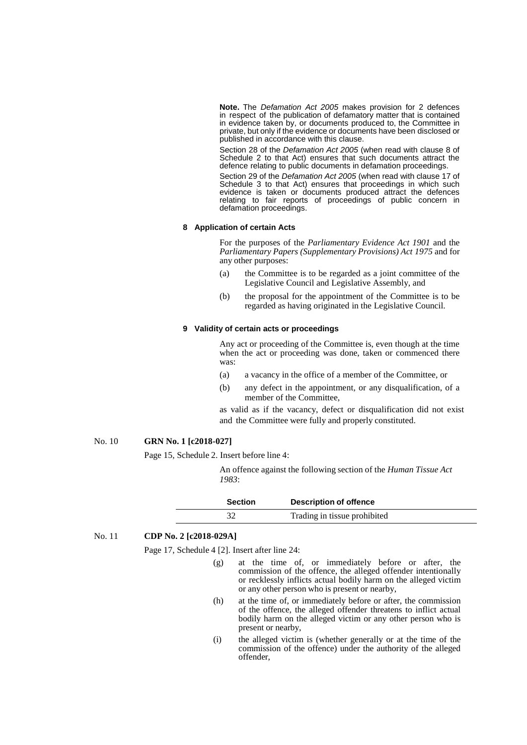**Note.** The *Defamation Act 2005* makes provision for 2 defences in respect of the publication of defamatory matter that is contained in evidence taken by, or documents produced to, the Committee in private, but only if the evidence or documents have been disclosed or published in accordance with this clause.

Section 28 of the *Defamation Act 2005* (when read with clause 8 of Schedule 2 to that Act) ensures that such documents attract the defence relating to public documents in defamation proceedings.

Section 29 of the *Defamation Act 2005* (when read with clause 17 of Schedule 3 to that Act) ensures that proceedings in which such evidence is taken or documents produced attract the defences relating to fair reports of proceedings of public concern in defamation proceedings.

**8 Application of certain Acts**

For the purposes of the *Parliamentary Evidence Act 1901* and the *Parliamentary Papers (Supplementary Provisions) Act 1975* and for any other purposes:

(a) the Committee is to be regarded as a joint committee of the Legislative Council and Legislative Assembly, and

(b) the proposal for the appointment of the Committee is to be regarded as having originated in the Legislative Council.

**9 Validity of certain acts or proceedings**

Any act or proceeding of the Committee is, even though at the time when the act or proceeding was done, taken or commenced there was:

(a) a vacancy in the office of a member of the Committee, or

(b) any defect in the appointment, or any disqualification, of a member of the Committee,

as valid as if the vacancy, defect or disqualification did not exist and the Committee were fully and properly constituted.

No. 10 **GRN No. 1 [c2018-027]**

Page 15, Schedule 2. Insert before line 4:

An offence against the following section of the *Human Tissue Act 1983*:

| Section | Description of offence |
|---|---|
| 32 | Trading in tissue prohibited |

No. 11 **CDP No. 2 [c2018-029A]**

Page 17, Schedule 4 [2]. Insert after line 24:

(g) at the time of, or immediately before or after, the commission of the offence, the alleged offender intentionally or recklessly inflicts actual bodily harm on the alleged victim or any other person who is present or nearby,

(h) at the time of, or immediately before or after, the commission of the offence, the alleged offender threatens to inflict actual bodily harm on the alleged victim or any other person who is present or nearby,

(i) the alleged victim is (whether generally or at the time of the commission of the offence) under the authority of the alleged offender,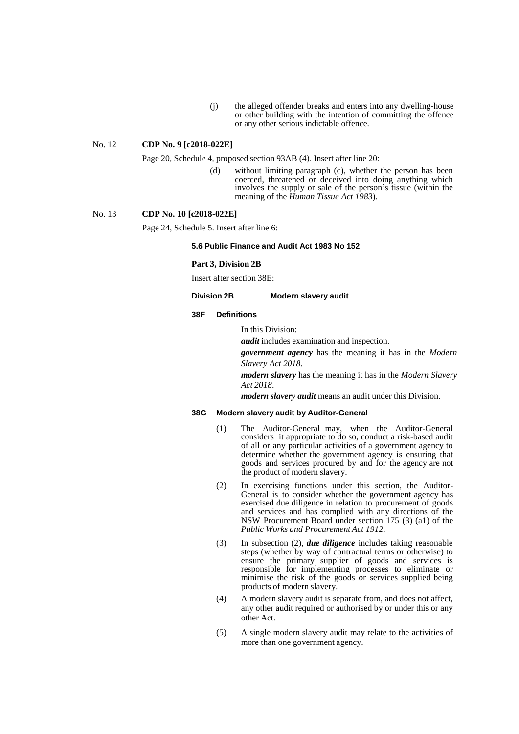(j) the alleged offender breaks and enters into any dwelling-house or other building with the intention of committing the offence or any other serious indictable offence.

No. 12 **CDP No. 9 [c2018-022E]**

Page 20, Schedule 4, proposed section 93AB (4). Insert after line 20:

(d) without limiting paragraph (c), whether the person has been coerced, threatened or deceived into doing anything which involves the supply or sale of the person's tissue (within the meaning of the *Human Tissue Act 1983*).

No. 13 **CDP No. 10 [c2018-022E]**

Page 24, Schedule 5. Insert after line 6:

**5.6 Public Finance and Audit Act 1983 No 152**

**Part 3, Division 2B**

Insert after section 38E:

**Division 2B Modern slavery audit**

**38F Definitions**

In this Division:

***audit*** includes examination and inspection.

***government agency*** has the meaning it has in the *Modern Slavery Act 2018*.

***modern slavery*** has the meaning it has in the *Modern Slavery Act 2018*.

***modern slavery audit*** means an audit under this Division.

**38G Modern slavery audit by Auditor-General**

(1) The Auditor-General may, when the Auditor-General considers it appropriate to do so, conduct a risk-based audit of all or any particular activities of a government agency to determine whether the government agency is ensuring that goods and services procured by and for the agency are not the product of modern slavery.

(2) In exercising functions under this section, the Auditor-General is to consider whether the government agency has exercised due diligence in relation to procurement of goods and services and has complied with any directions of the NSW Procurement Board under section 175 (3) (a1) of the *Public Works and Procurement Act 1912*.

(3) In subsection (2), ***due diligence*** includes taking reasonable steps (whether by way of contractual terms or otherwise) to ensure the primary supplier of goods and services is responsible for implementing processes to eliminate or minimise the risk of the goods or services supplied being products of modern slavery.

(4) A modern slavery audit is separate from, and does not affect, any other audit required or authorised by or under this or any other Act.

(5) A single modern slavery audit may relate to the activities of more than one government agency.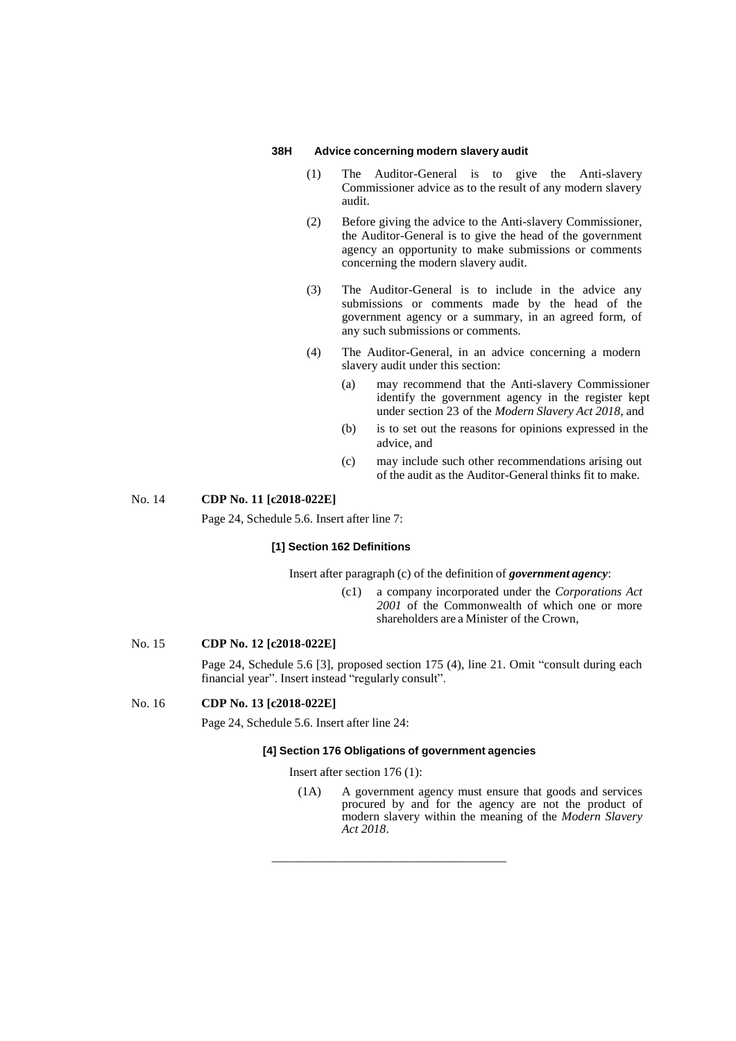**38H Advice concerning modern slavery audit**

(1) The Auditor-General is to give the Anti-slavery Commissioner advice as to the result of any modern slavery audit.

(2) Before giving the advice to the Anti-slavery Commissioner, the Auditor-General is to give the head of the government agency an opportunity to make submissions or comments concerning the modern slavery audit.

(3) The Auditor-General is to include in the advice any submissions or comments made by the head of the government agency or a summary, in an agreed form, of any such submissions or comments.

(4) The Auditor-General, in an advice concerning a modern slavery audit under this section:

(a) may recommend that the Anti-slavery Commissioner identify the government agency in the register kept under section 23 of the *Modern Slavery Act 2018*, and

(b) is to set out the reasons for opinions expressed in the advice, and

(c) may include such other recommendations arising out of the audit as the Auditor-General thinks fit to make.

No. 14 **CDP No. 11 [c2018-022E]**

Page 24, Schedule 5.6. Insert after line 7:

**[1] Section 162 Definitions**

Insert after paragraph (c) of the definition of ***government agency***:

(c1) a company incorporated under the *Corporations Act 2001* of the Commonwealth of which one or more shareholders are a Minister of the Crown,

No. 15 **CDP No. 12 [c2018-022E]**

Page 24, Schedule 5.6 [3], proposed section 175 (4), line 21. Omit "consult during each financial year". Insert instead "regularly consult".

No. 16 **CDP No. 13 [c2018-022E]**

Page 24, Schedule 5.6. Insert after line 24:

**[4] Section 176 Obligations of government agencies**

Insert after section 176 (1):

(1A) A government agency must ensure that goods and services procured by and for the agency are not the product of modern slavery within the meaning of the *Modern Slavery Act 2018*.